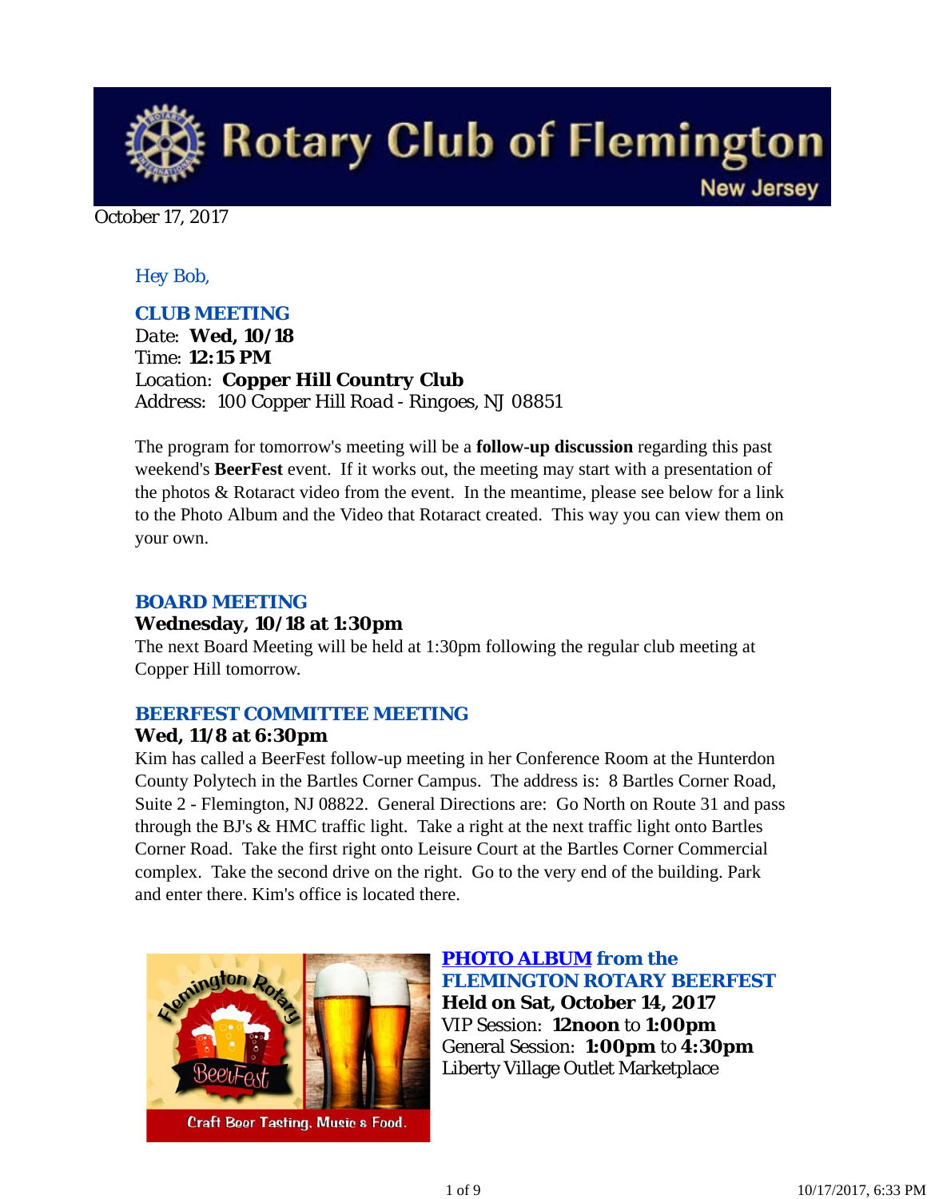# Rotary Club of Flemington

New Jersey

October 17, 2017

*Hey Bob,*

### CLUB MEETING

Date: **Wed, 10/18**
Time: **12:15 PM**
Location: **Copper Hill Country Club**
Address: 100 Copper Hill Road - Ringoes, NJ 08851

The program for tomorrow's meeting will be a **follow-up discussion** regarding this past weekend's **BeerFest** event. If it works out, the meeting may start with a presentation of the photos & Rotaract video from the event. In the meantime, please see below for a link to the Photo Album and the Video that Rotaract created. This way you can view them on your own.

### BOARD MEETING

**Wednesday, 10/18 at 1:30pm**

The next Board Meeting will be held at 1:30pm following the regular club meeting at Copper Hill tomorrow.

### BEERFEST COMMITTEE MEETING

**Wed, 11/8 at 6:30pm**

Kim has called a BeerFest follow-up meeting in her Conference Room at the Hunterdon County Polytech in the Bartles Corner Campus. The address is: 8 Bartles Corner Road, Suite 2 - Flemington, NJ 08822. General Directions are: Go North on Route 31 and pass through the BJ's & HMC traffic light. Take a right at the next traffic light onto Bartles Corner Road. Take the first right onto Leisure Court at the Bartles Corner Commercial complex. Take the second drive on the right. Go to the very end of the building. Park and enter there. Kim's office is located there.

### PHOTO ALBUM from the FLEMINGTON ROTARY BEERFEST

**Held on Sat, October 14, 2017**

VIP Session: **12noon** to **1:00pm**
General Session: **1:00pm** to **4:30pm**
Liberty Village Outlet Marketplace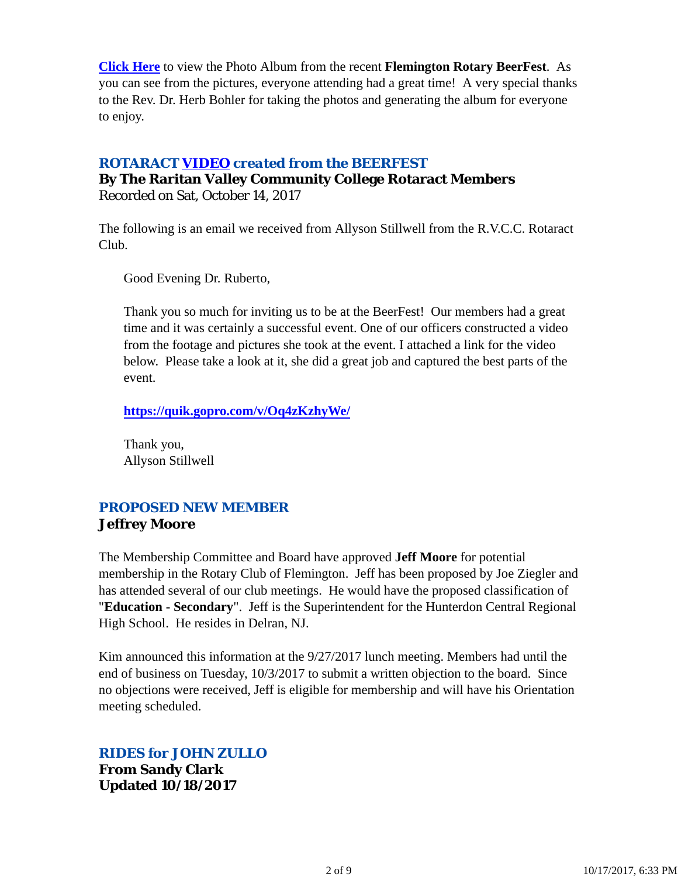**Click Here** to view the Photo Album from the recent **Flemington Rotary BeerFest**. As you can see from the pictures, everyone attending had a great time! A very special thanks to the Rev. Dr. Herb Bohler for taking the photos and generating the album for everyone to enjoy.

### *ROTARACT VIDEO created from the BEERFEST*

**By The Raritan Valley Community College Rotaract Members**

Recorded on Sat, October 14, 2017

The following is an email we received from Allyson Stillwell from the R.V.C.C. Rotaract Club.

> Good Evening Dr. Ruberto,
>
> Thank you so much for inviting us to be at the BeerFest! Our members had a great time and it was certainly a successful event. One of our officers constructed a video from the footage and pictures she took at the event. I attached a link for the video below. Please take a look at it, she did a great job and captured the best parts of the event.
>
> **https://quik.gopro.com/v/Oq4zKzhyWe/**
>
> Thank you,
> Allyson Stillwell

### *PROPOSED NEW MEMBER*

**Jeffrey Moore**

The Membership Committee and Board have approved **Jeff Moore** for potential membership in the Rotary Club of Flemington. Jeff has been proposed by Joe Ziegler and has attended several of our club meetings. He would have the proposed classification of "**Education - Secondary**". Jeff is the Superintendent for the Hunterdon Central Regional High School. He resides in Delran, NJ.

Kim announced this information at the 9/27/2017 lunch meeting. Members had until the end of business on Tuesday, 10/3/2017 to submit a written objection to the board. Since no objections were received, Jeff is eligible for membership and will have his Orientation meeting scheduled.

### *RIDES for JOHN ZULLO*

**From Sandy Clark**
**Updated 10/18/2017**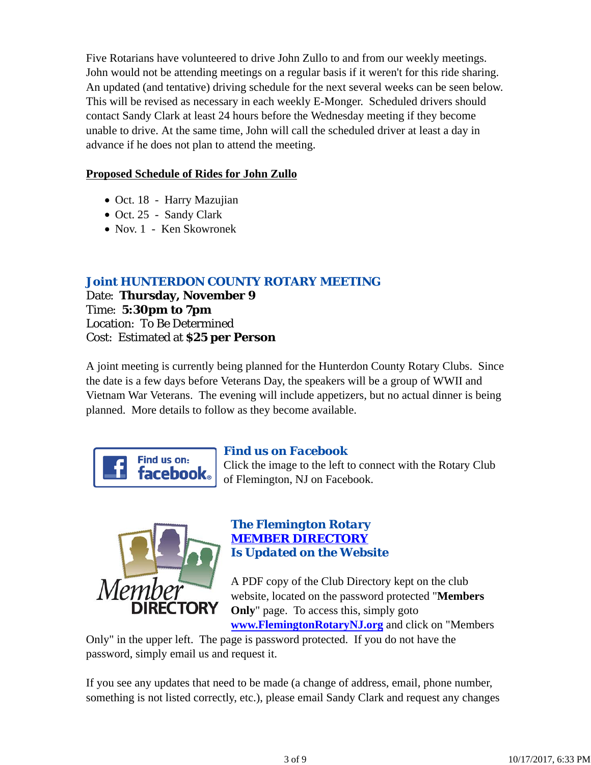Five Rotarians have volunteered to drive John Zullo to and from our weekly meetings. John would not be attending meetings on a regular basis if it weren't for this ride sharing. An updated (and tentative) driving schedule for the next several weeks can be seen below. This will be revised as necessary in each weekly E-Monger. Scheduled drivers should contact Sandy Clark at least 24 hours before the Wednesday meeting if they become unable to drive. At the same time, John will call the scheduled driver at least a day in advance if he does not plan to attend the meeting.

**Proposed Schedule of Rides for John Zullo**

- Oct. 18 - Harry Mazujian
- Oct. 25 - Sandy Clark
- Nov. 1 - Ken Skowronek

## Joint HUNTERDON COUNTY ROTARY MEETING

Date: **Thursday, November 9**
Time: **5:30pm to 7pm**
Location: To Be Determined
Cost: Estimated at **$25 per Person**

A joint meeting is currently being planned for the Hunterdon County Rotary Clubs. Since the date is a few days before Veterans Day, the speakers will be a group of WWII and Vietnam War Veterans. The evening will include appetizers, but no actual dinner is being planned. More details to follow as they become available.

## Find us on Facebook

Click the image to the left to connect with the Rotary Club of Flemington, NJ on Facebook.

## The Flemington Rotary MEMBER DIRECTORY Is Updated on the Website

A PDF copy of the Club Directory kept on the club website, located on the password protected "**Members Only**" page. To access this, simply goto **www.FlemingtonRotaryNJ.org** and click on "Members Only" in the upper left. The page is password protected. If you do not have the password, simply email us and request it.

If you see any updates that need to be made (a change of address, email, phone number, something is not listed correctly, etc.), please email Sandy Clark and request any changes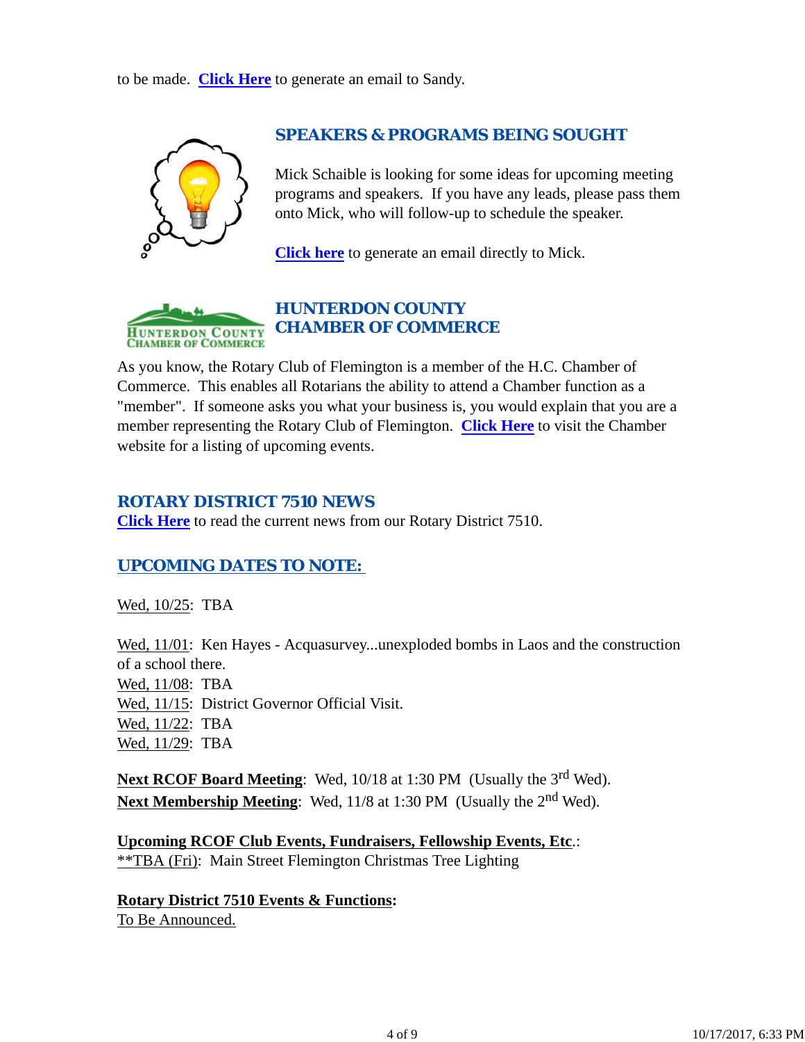to be made. **Click Here** to generate an email to Sandy.

## SPEAKERS & PROGRAMS BEING SOUGHT

Mick Schaible is looking for some ideas for upcoming meeting programs and speakers. If you have any leads, please pass them onto Mick, who will follow-up to schedule the speaker.

**Click here** to generate an email directly to Mick.

## HUNTERDON COUNTY CHAMBER OF COMMERCE

As you know, the Rotary Club of Flemington is a member of the H.C. Chamber of Commerce. This enables all Rotarians the ability to attend a Chamber function as a "member". If someone asks you what your business is, you would explain that you are a member representing the Rotary Club of Flemington. **Click Here** to visit the Chamber website for a listing of upcoming events.

## ROTARY DISTRICT 7510 NEWS

**Click Here** to read the current news from our Rotary District 7510.

## UPCOMING DATES TO NOTE:

Wed, 10/25: TBA

Wed, 11/01: Ken Hayes - Acquasurvey...unexploded bombs in Laos and the construction of a school there.
Wed, 11/08: TBA
Wed, 11/15: District Governor Official Visit.
Wed, 11/22: TBA
Wed, 11/29: TBA

**Next RCOF Board Meeting**: Wed, 10/18 at 1:30 PM (Usually the 3rd Wed).
**Next Membership Meeting**: Wed, 11/8 at 1:30 PM (Usually the 2nd Wed).

**Upcoming RCOF Club Events, Fundraisers, Fellowship Events, Etc**.:
**TBA (Fri): Main Street Flemington Christmas Tree Lighting

**Rotary District 7510 Events & Functions:**
To Be Announced.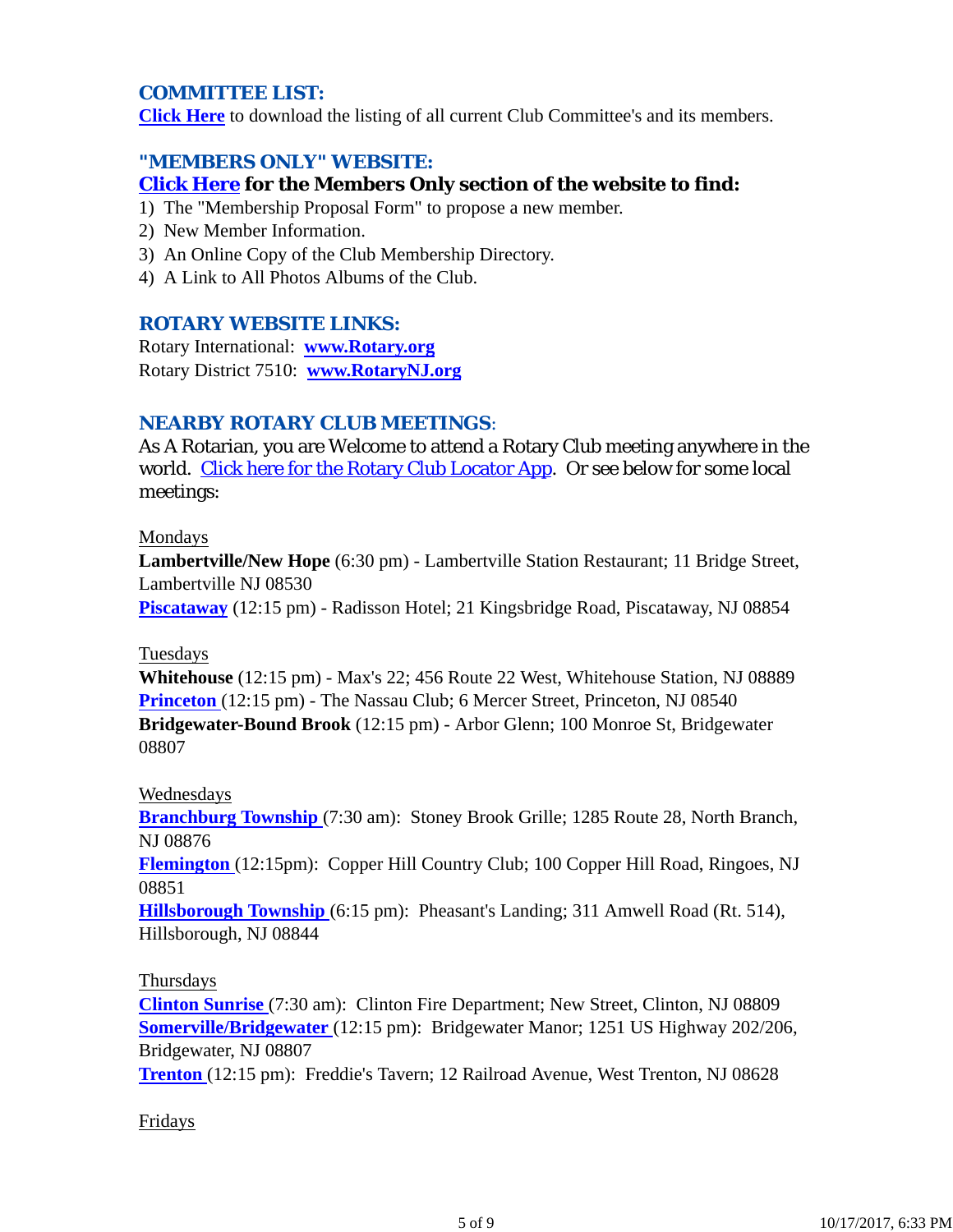### COMMITTEE LIST:

**Click Here** to download the listing of all current Club Committee's and its members.

### "MEMBERS ONLY" WEBSITE:

**Click Here for the Members Only section of the website to find:**

1) The "Membership Proposal Form" to propose a new member.
2) New Member Information.
3) An Online Copy of the Club Membership Directory.
4) A Link to All Photos Albums of the Club.

### ROTARY WEBSITE LINKS:

Rotary International: **www.Rotary.org**
Rotary District 7510: **www.RotaryNJ.org**

### NEARBY ROTARY CLUB MEETINGS:

As A Rotarian, you are Welcome to attend a Rotary Club meeting anywhere in the world. Click here for the Rotary Club Locator App. Or see below for some local meetings:

Mondays

**Lambertville/New Hope** (6:30 pm) - Lambertville Station Restaurant; 11 Bridge Street, Lambertville NJ 08530
**Piscataway** (12:15 pm) - Radisson Hotel; 21 Kingsbridge Road, Piscataway, NJ 08854

Tuesdays

**Whitehouse** (12:15 pm) - Max's 22; 456 Route 22 West, Whitehouse Station, NJ 08889
**Princeton** (12:15 pm) - The Nassau Club; 6 Mercer Street, Princeton, NJ 08540
**Bridgewater-Bound Brook** (12:15 pm) - Arbor Glenn; 100 Monroe St, Bridgewater 08807

Wednesdays

**Branchburg Township** (7:30 am): Stoney Brook Grille; 1285 Route 28, North Branch, NJ 08876
**Flemington** (12:15pm): Copper Hill Country Club; 100 Copper Hill Road, Ringoes, NJ 08851
**Hillsborough Township** (6:15 pm): Pheasant's Landing; 311 Amwell Road (Rt. 514), Hillsborough, NJ 08844

Thursdays

**Clinton Sunrise** (7:30 am): Clinton Fire Department; New Street, Clinton, NJ 08809
**Somerville/Bridgewater** (12:15 pm): Bridgewater Manor; 1251 US Highway 202/206, Bridgewater, NJ 08807
**Trenton** (12:15 pm): Freddie's Tavern; 12 Railroad Avenue, West Trenton, NJ 08628

Fridays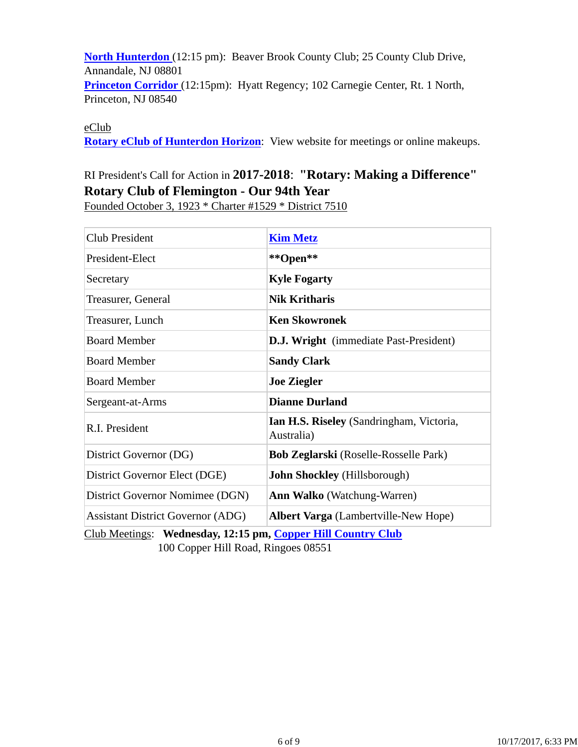**North Hunterdon** (12:15 pm): Beaver Brook County Club; 25 County Club Drive, Annandale, NJ 08801
**Princeton Corridor** (12:15pm): Hyatt Regency; 102 Carnegie Center, Rt. 1 North, Princeton, NJ 08540

eClub
**Rotary eClub of Hunterdon Horizon**: View website for meetings or online makeups.

RI President's Call for Action in **2017-2018**: **"Rotary: Making a Difference"**
**Rotary Club of Flemington - Our 94th Year**
Founded October 3, 1923 * Charter #1529 * District 7510

| Position | Name |
|---|---|
| Club President | **Kim Metz** |
| President-Elect | **\*\*Open\*\*** |
| Secretary | **Kyle Fogarty** |
| Treasurer, General | **Nik Kritharis** |
| Treasurer, Lunch | **Ken Skowronek** |
| Board Member | **D.J. Wright** (immediate Past-President) |
| Board Member | **Sandy Clark** |
| Board Member | **Joe Ziegler** |
| Sergeant-at-Arms | **Dianne Durland** |
| R.I. President | **Ian H.S. Riseley** (Sandringham, Victoria, Australia) |
| District Governor (DG) | **Bob Zeglarski** (Roselle-Rosselle Park) |
| District Governor Elect (DGE) | **John Shockley** (Hillsborough) |
| District Governor Nomimee (DGN) | **Ann Walko** (Watchung-Warren) |
| Assistant District Governor (ADG) | **Albert Varga** (Lambertville-New Hope) |

Club Meetings: **Wednesday, 12:15 pm, Copper Hill Country Club**
100 Copper Hill Road, Ringoes 08551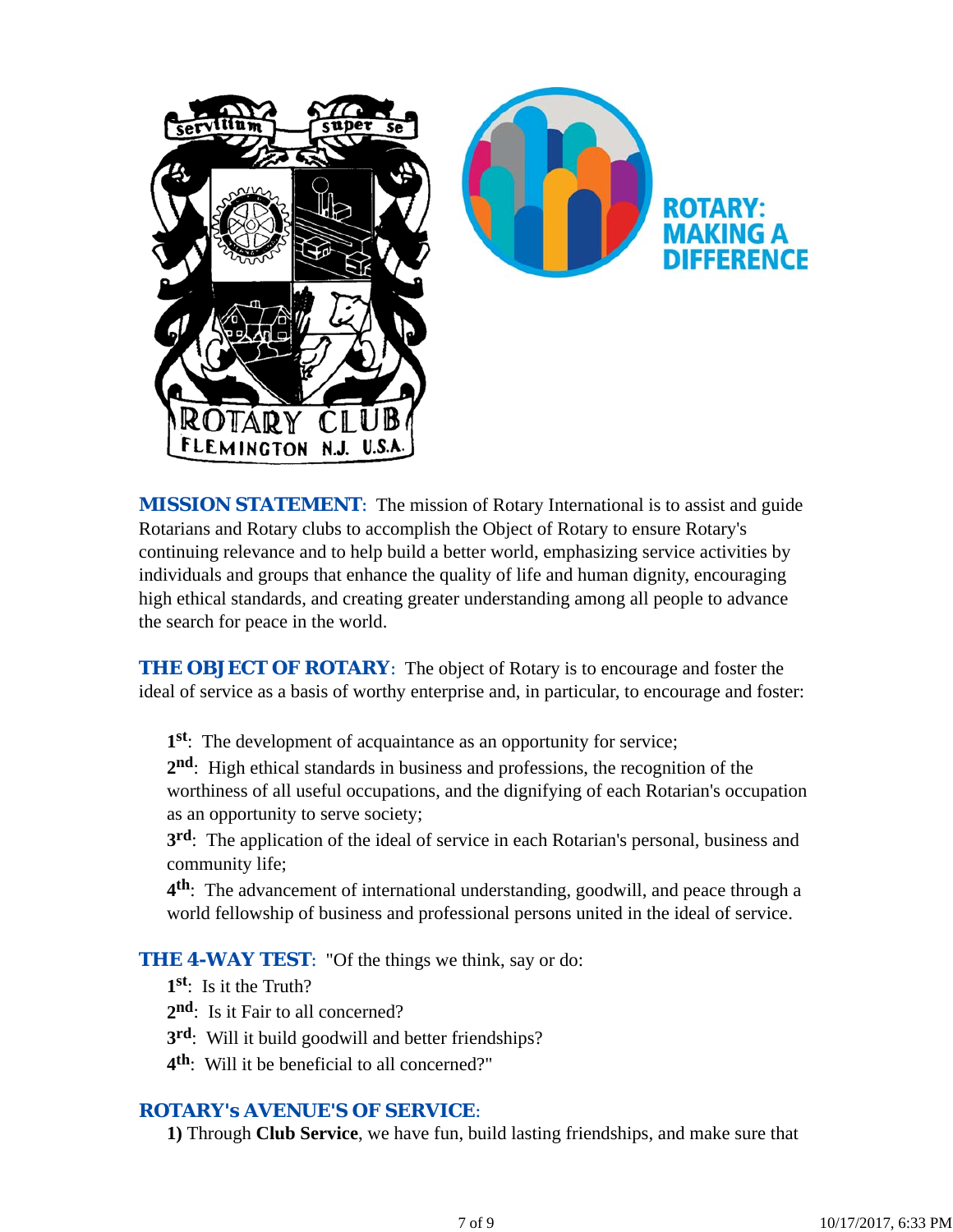**MISSION STATEMENT**: The mission of Rotary International is to assist and guide Rotarians and Rotary clubs to accomplish the Object of Rotary to ensure Rotary's continuing relevance and to help build a better world, emphasizing service activities by individuals and groups that enhance the quality of life and human dignity, encouraging high ethical standards, and creating greater understanding among all people to advance the search for peace in the world.

**THE OBJECT OF ROTARY**: The object of Rotary is to encourage and foster the ideal of service as a basis of worthy enterprise and, in particular, to encourage and foster:

**1st**: The development of acquaintance as an opportunity for service;
**2nd**: High ethical standards in business and professions, the recognition of the worthiness of all useful occupations, and the dignifying of each Rotarian's occupation as an opportunity to serve society;
**3rd**: The application of the ideal of service in each Rotarian's personal, business and community life;
**4th**: The advancement of international understanding, goodwill, and peace through a world fellowship of business and professional persons united in the ideal of service.

**THE 4-WAY TEST**: "Of the things we think, say or do:
**1st**: Is it the Truth?
**2nd**: Is it Fair to all concerned?
**3rd**: Will it build goodwill and better friendships?
**4th**: Will it be beneficial to all concerned?"

**ROTARY's AVENUE'S OF SERVICE**:
**1)** Through **Club Service**, we have fun, build lasting friendships, and make sure that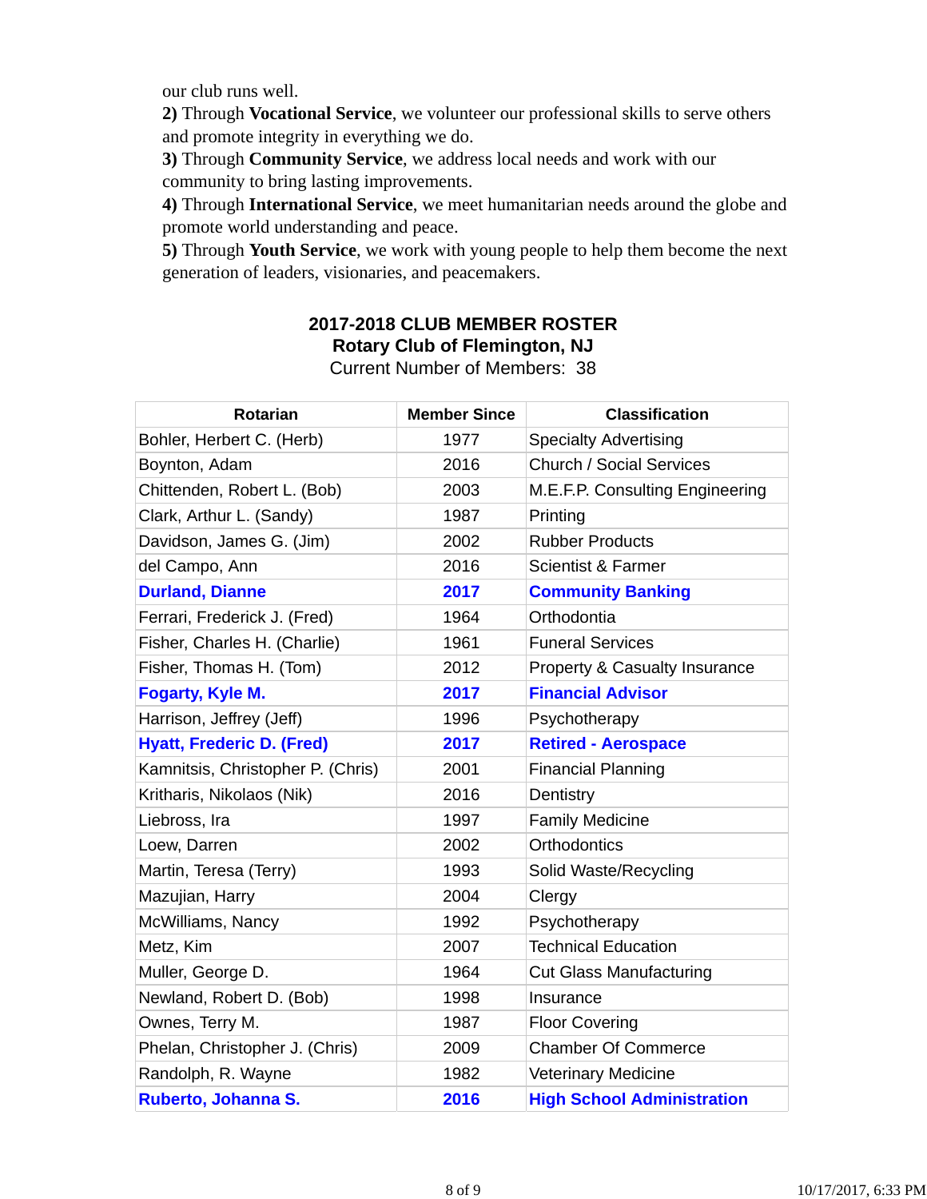our club runs well.

**2)** Through **Vocational Service**, we volunteer our professional skills to serve others and promote integrity in everything we do.

**3)** Through **Community Service**, we address local needs and work with our community to bring lasting improvements.

**4)** Through **International Service**, we meet humanitarian needs around the globe and promote world understanding and peace.

**5)** Through **Youth Service**, we work with young people to help them become the next generation of leaders, visionaries, and peacemakers.

## 2017-2018 CLUB MEMBER ROSTER
## Rotary Club of Flemington, NJ

Current Number of Members: 38

| Rotarian | Member Since | Classification |
|---|---|---|
| Bohler, Herbert C. (Herb) | 1977 | Specialty Advertising |
| Boynton, Adam | 2016 | Church / Social Services |
| Chittenden, Robert L. (Bob) | 2003 | M.E.F.P. Consulting Engineering |
| Clark, Arthur L. (Sandy) | 1987 | Printing |
| Davidson, James G. (Jim) | 2002 | Rubber Products |
| del Campo, Ann | 2016 | Scientist & Farmer |
| **Durland, Dianne** | **2017** | **Community Banking** |
| Ferrari, Frederick J. (Fred) | 1964 | Orthodontia |
| Fisher, Charles H. (Charlie) | 1961 | Funeral Services |
| Fisher, Thomas H. (Tom) | 2012 | Property & Casualty Insurance |
| **Fogarty, Kyle M.** | **2017** | **Financial Advisor** |
| Harrison, Jeffrey (Jeff) | 1996 | Psychotherapy |
| **Hyatt, Frederic D. (Fred)** | **2017** | **Retired - Aerospace** |
| Kamnitsis, Christopher P. (Chris) | 2001 | Financial Planning |
| Kritharis, Nikolaos (Nik) | 2016 | Dentistry |
| Liebross, Ira | 1997 | Family Medicine |
| Loew, Darren | 2002 | Orthodontics |
| Martin, Teresa (Terry) | 1993 | Solid Waste/Recycling |
| Mazujian, Harry | 2004 | Clergy |
| McWilliams, Nancy | 1992 | Psychotherapy |
| Metz, Kim | 2007 | Technical Education |
| Muller, George D. | 1964 | Cut Glass Manufacturing |
| Newland, Robert D. (Bob) | 1998 | Insurance |
| Ownes, Terry M. | 1987 | Floor Covering |
| Phelan, Christopher J. (Chris) | 2009 | Chamber Of Commerce |
| Randolph, R. Wayne | 1982 | Veterinary Medicine |
| **Ruberto, Johanna S.** | **2016** | **High School Administration** |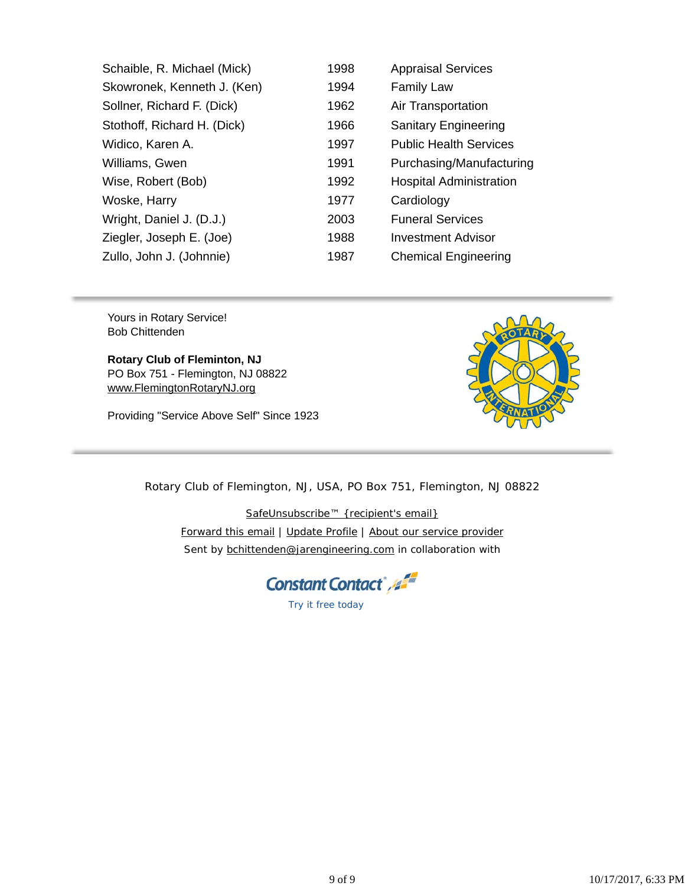| | | |
|---|---|---|
| Schaible, R. Michael (Mick) | 1998 | Appraisal Services |
| Skowronek, Kenneth J. (Ken) | 1994 | Family Law |
| Sollner, Richard F. (Dick) | 1962 | Air Transportation |
| Stothoff, Richard H. (Dick) | 1966 | Sanitary Engineering |
| Widico, Karen A. | 1997 | Public Health Services |
| Williams, Gwen | 1991 | Purchasing/Manufacturing |
| Wise, Robert (Bob) | 1992 | Hospital Administration |
| Woske, Harry | 1977 | Cardiology |
| Wright, Daniel J. (D.J.) | 2003 | Funeral Services |
| Ziegler, Joseph E. (Joe) | 1988 | Investment Advisor |
| Zullo, John J. (Johnnie) | 1987 | Chemical Engineering |

Yours in Rotary Service!
Bob Chittenden

**Rotary Club of Fleminton, NJ**
PO Box 751 - Flemington, NJ 08822
www.FlemingtonRotaryNJ.org

Providing "Service Above Self" Since 1923

Rotary Club of Flemington, NJ, USA, PO Box 751, Flemington, NJ 08822

SafeUnsubscribe™ {recipient's email}

Forward this email | Update Profile | About our service provider

Sent by bchittenden@jarengineering.com in collaboration with

Constant Contact

Try it free today